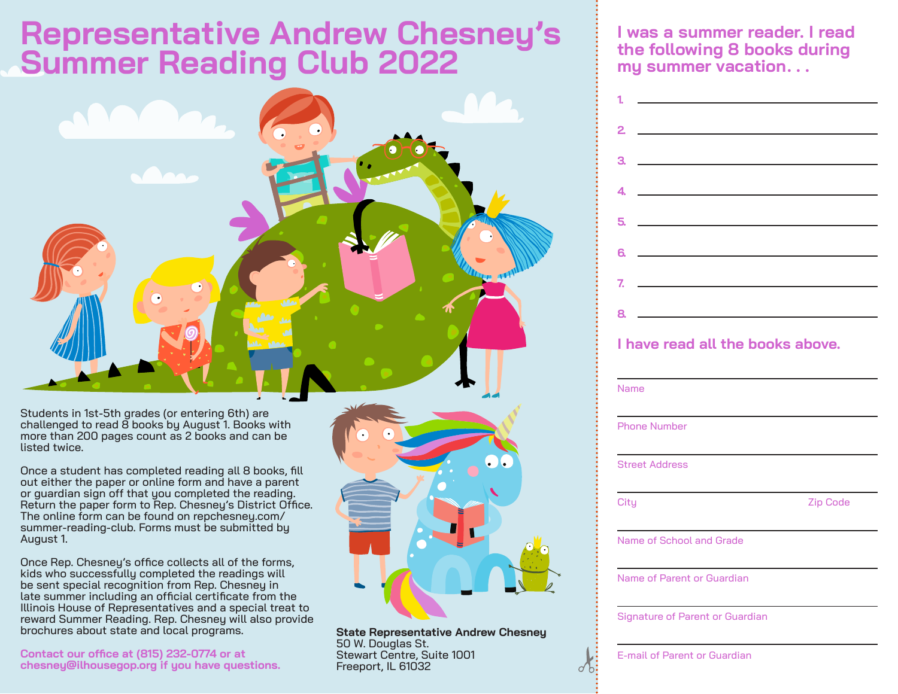# Representative Andrew Chesney's Summer Reading Club 2022

Students in 1st-5th grades (or entering 6th) are challenged to read 8 books by August 1. Books with more than 200 pages count as 2 books and can be listed twice.

Once a student has completed reading all 8 books, fill out either the paper or online form and have a parent or guardian sign off that you completed the reading. Return the paper form to Rep. Chesney's District Office. The online form can be found on repchesney.com/summer-reading-club. Forms must be submitted by August 1.

Once Rep. Chesney's office collects all of the forms, kids who successfully completed the readings will be sent special recognition from Rep. Chesney in late summer including an official certificate from the Illinois House of Representatives and a special treat to reward Summer Reading. Rep. Chesney will also provide brochures about state and local programs.

**Contact our office at (815) 232-0774 or at chesney@ilhousegop.org if you have questions.**

**State Representative Andrew Chesney**
50 W. Douglas St.
Stewart Centre, Suite 1001
Freeport, IL 61032

## I was a summer reader. I read the following 8 books during my summer vacation. . .

1. ______________________
2. ______________________
3. ______________________
4. ______________________
5. ______________________
6. ______________________
7. ______________________
8. ______________________

## I have read all the books above.

______________________
Name

______________________
Phone Number

______________________
Street Address

______________________
City Zip Code

______________________
Name of School and Grade

______________________
Name of Parent or Guardian

______________________
Signature of Parent or Guardian

______________________
E-mail of Parent or Guardian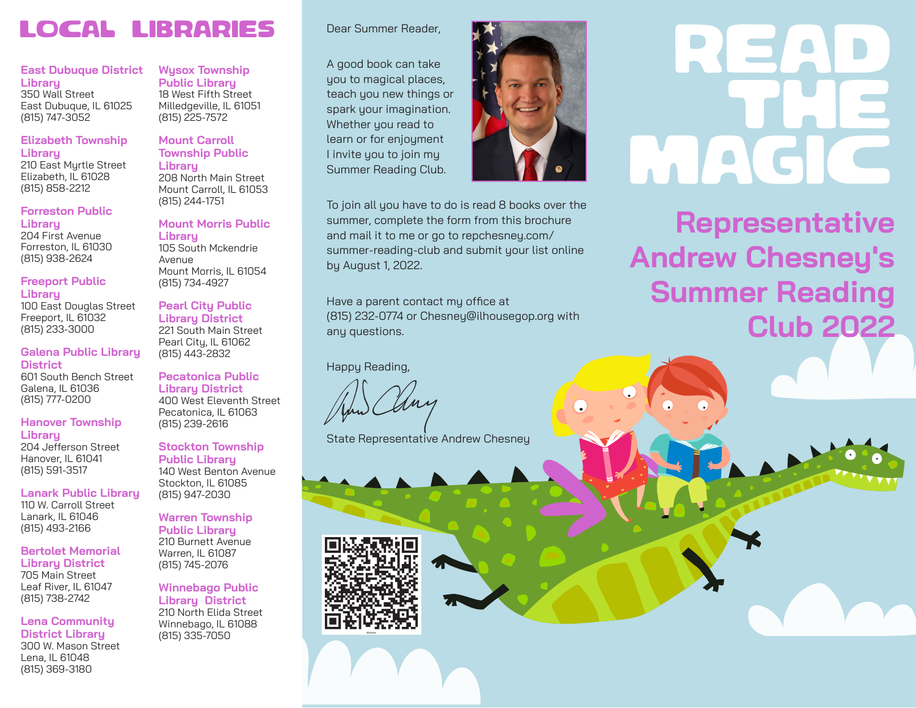# LOCAL LIBRARIES

**East Dubuque District Library**
350 Wall Street
East Dubuque, IL 61025
(815) 747-3052

**Elizabeth Township Library**
210 East Myrtle Street
Elizabeth, IL 61028
(815) 858-2212

**Forreston Public Library**
204 First Avenue
Forreston, IL 61030
(815) 938-2624

**Freeport Public Library**
100 East Douglas Street
Freeport, IL 61032
(815) 233-3000

**Galena Public Library District**
601 South Bench Street
Galena, IL 61036
(815) 777-0200

**Hanover Township Library**
204 Jefferson Street
Hanover, IL 61041
(815) 591-3517

**Lanark Public Library**
110 W. Carroll Street
Lanark, IL 61046
(815) 493-2166

**Bertolet Memorial Library District**
705 Main Street
Leaf River, IL 61047
(815) 738-2742

**Lena Community District Library**
300 W. Mason Street
Lena, IL 61048
(815) 369-3180

**Wysox Township Public Library**
18 West Fifth Street
Milledgeville, IL 61051
(815) 225-7572

**Mount Carroll Township Public Library**
208 North Main Street
Mount Carroll, IL 61053
(815) 244-1751

**Mount Morris Public Library**
105 South Mckendrie Avenue
Mount Morris, IL 61054
(815) 734-4927

**Pearl City Public Library District**
221 South Main Street
Pearl City, IL 61062
(815) 443-2832

**Pecatonica Public Library District**
400 West Eleventh Street
Pecatonica, IL 61063
(815) 239-2616

**Stockton Township Public Library**
140 West Benton Avenue
Stockton, IL 61085
(815) 947-2030

**Warren Township Public Library**
210 Burnett Avenue
Warren, IL 61087
(815) 745-2076

**Winnebago Public Library District**
210 North Elida Street
Winnebago, IL 61088
(815) 335-7050

Dear Summer Reader,

A good book can take you to magical places, teach you new things or spark your imagination. Whether you read to learn or for enjoyment I invite you to join my Summer Reading Club.

To join all you have to do is read 8 books over the summer, complete the form from this brochure and mail it to me or go to repchesney.com/summer-reading-club and submit your list online by August 1, 2022.

Have a parent contact my office at (815) 232-0774 or Chesney@ilhousegop.org with any questions.

Happy Reading,

State Representative Andrew Chesney

# READ THE MAGIC

## Representative Andrew Chesney's Summer Reading Club 2022